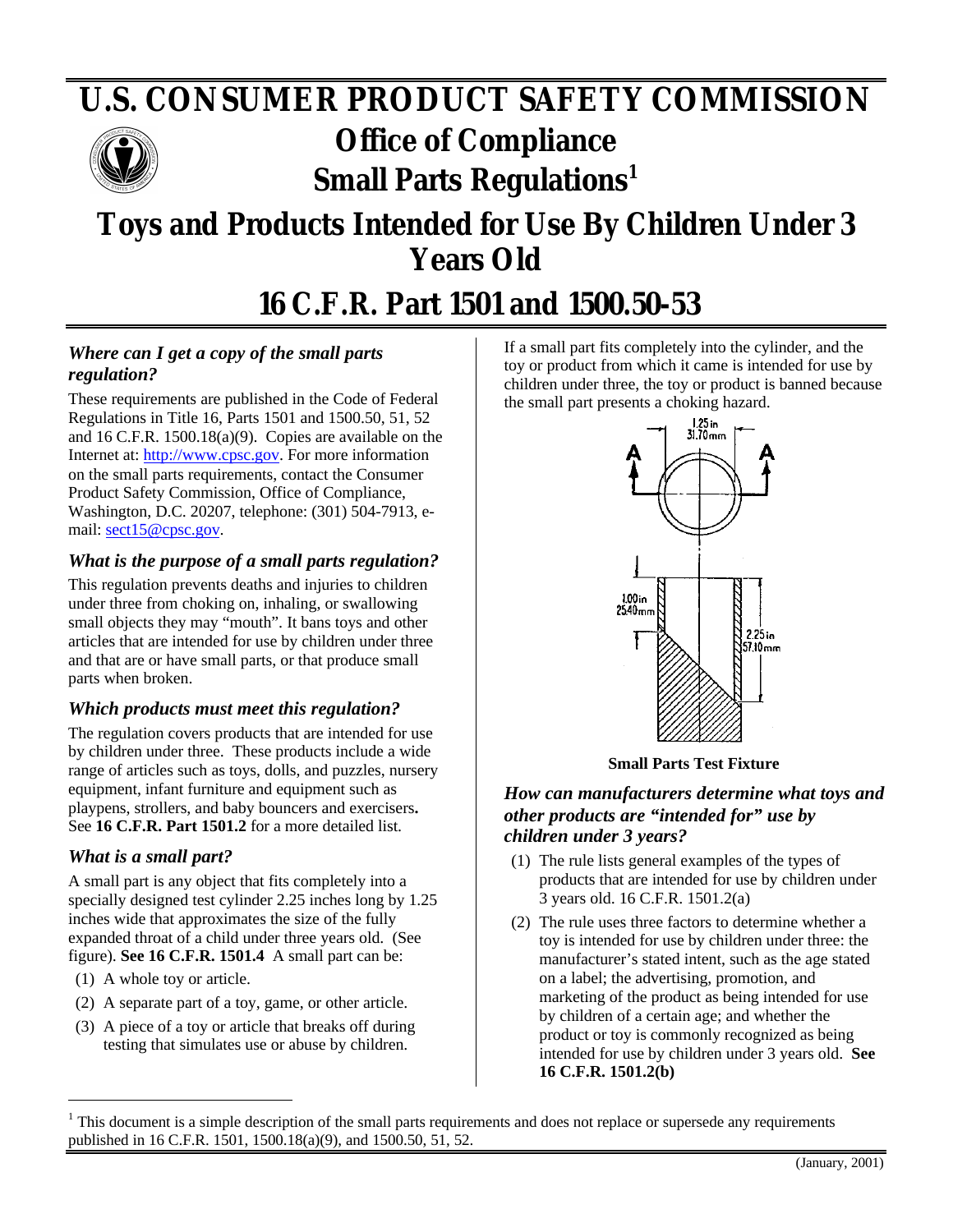# U.S. CONSUMER PRODUCT SAFETY COMMISSION

## Office of Compliance

## Small Parts Regulations[1]

# Toys and Products Intended for Use By Children Under 3 Years Old

# 16 C.F.R. Part 1501 and 1500.50-53

### *Where can I get a copy of the small parts regulation?*

These requirements are published in the Code of Federal Regulations in Title 16, Parts 1501 and 1500.50, 51, 52 and 16 C.F.R. 1500.18(a)(9). Copies are available on the Internet at: http://www.cpsc.gov. For more information on the small parts requirements, contact the Consumer Product Safety Commission, Office of Compliance, Washington, D.C. 20207, telephone: (301) 504-7913, e-mail: sect15@cpsc.gov.

### *What is the purpose of a small parts regulation?*

This regulation prevents deaths and injuries to children under three from choking on, inhaling, or swallowing small objects they may "mouth". It bans toys and other articles that are intended for use by children under three and that are or have small parts, or that produce small parts when broken.

### *Which products must meet this regulation?*

The regulation covers products that are intended for use by children under three. These products include a wide range of articles such as toys, dolls, and puzzles, nursery equipment, infant furniture and equipment such as playpens, strollers, and baby bouncers and exercisers**.** See **16 C.F.R. Part 1501.2** for a more detailed list.

### *What is a small part?*

A small part is any object that fits completely into a specially designed test cylinder 2.25 inches long by 1.25 inches wide that approximates the size of the fully expanded throat of a child under three years old. (See figure). **See 16 C.F.R. 1501.4** A small part can be:

(1) A whole toy or article.

(2) A separate part of a toy, game, or other article.

(3) A piece of a toy or article that breaks off during testing that simulates use or abuse by children.

If a small part fits completely into the cylinder, and the toy or product from which it came is intended for use by children under three, the toy or product is banned because the small part presents a choking hazard.

1.25 in 31.70mm

1.00in 25.40mm

2.25 in 57.10mm

**Small Parts Test Fixture**

### *How can manufacturers determine what toys and other products are "intended for" use by children under 3 years?*

(1) The rule lists general examples of the types of products that are intended for use by children under 3 years old. 16 C.F.R. 1501.2(a)

(2) The rule uses three factors to determine whether a toy is intended for use by children under three: the manufacturer's stated intent, such as the age stated on a label; the advertising, promotion, and marketing of the product as being intended for use by children of a certain age; and whether the product or toy is commonly recognized as being intended for use by children under 3 years old. **See 16 C.F.R. 1501.2(b)**

[1] This document is a simple description of the small parts requirements and does not replace or supersede any requirements published in 16 C.F.R. 1501, 1500.18(a)(9), and 1500.50, 51, 52.

(January, 2001)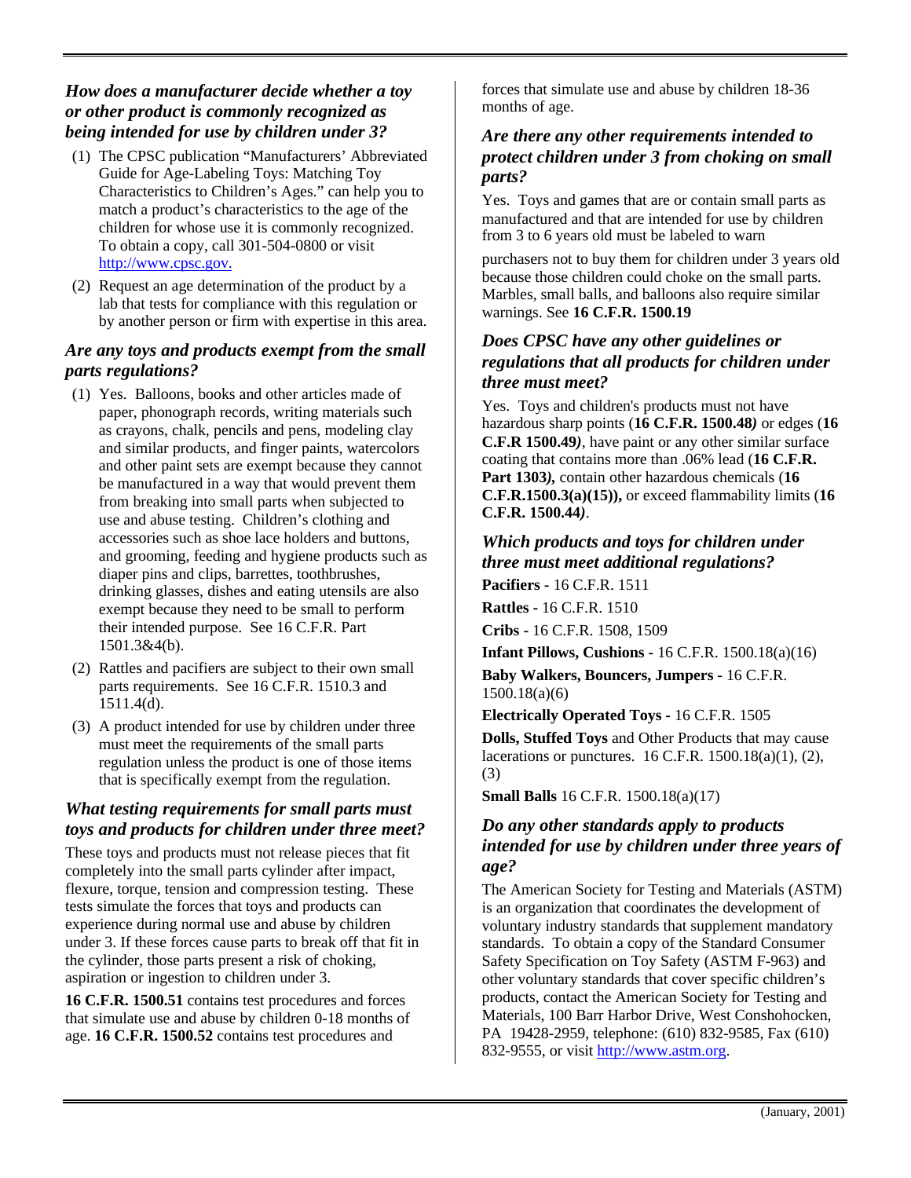### *How does a manufacturer decide whether a toy or other product is commonly recognized as being intended for use by children under 3?*

(1) The CPSC publication "Manufacturers' Abbreviated Guide for Age-Labeling Toys: Matching Toy Characteristics to Children's Ages." can help you to match a product's characteristics to the age of the children for whose use it is commonly recognized. To obtain a copy, call 301-504-0800 or visit http://www.cpsc.gov.

(2) Request an age determination of the product by a lab that tests for compliance with this regulation or by another person or firm with expertise in this area.

### *Are any toys and products exempt from the small parts regulations?*

(1) Yes. Balloons, books and other articles made of paper, phonograph records, writing materials such as crayons, chalk, pencils and pens, modeling clay and similar products, and finger paints, watercolors and other paint sets are exempt because they cannot be manufactured in a way that would prevent them from breaking into small parts when subjected to use and abuse testing. Children's clothing and accessories such as shoe lace holders and buttons, and grooming, feeding and hygiene products such as diaper pins and clips, barrettes, toothbrushes, drinking glasses, dishes and eating utensils are also exempt because they need to be small to perform their intended purpose. See 16 C.F.R. Part 1501.3&4(b).

(2) Rattles and pacifiers are subject to their own small parts requirements. See 16 C.F.R. 1510.3 and 1511.4(d).

(3) A product intended for use by children under three must meet the requirements of the small parts regulation unless the product is one of those items that is specifically exempt from the regulation.

### *What testing requirements for small parts must toys and products for children under three meet?*

These toys and products must not release pieces that fit completely into the small parts cylinder after impact, flexure, torque, tension and compression testing. These tests simulate the forces that toys and products can experience during normal use and abuse by children under 3. If these forces cause parts to break off that fit in the cylinder, those parts present a risk of choking, aspiration or ingestion to children under 3.

**16 C.F.R. 1500.51** contains test procedures and forces that simulate use and abuse by children 0-18 months of age. **16 C.F.R. 1500.52** contains test procedures and forces that simulate use and abuse by children 18-36 months of age.

### *Are there any other requirements intended to protect children under 3 from choking on small parts?*

Yes. Toys and games that are or contain small parts as manufactured and that are intended for use by children from 3 to 6 years old must be labeled to warn purchasers not to buy them for children under 3 years old because those children could choke on the small parts. Marbles, small balls, and balloons also require similar warnings. See **16 C.F.R. 1500.19**

### *Does CPSC have any other guidelines or regulations that all products for children under three must meet?*

Yes. Toys and children's products must not have hazardous sharp points (**16 C.F.R. 1500.48***)* or edges (**16 C.F.R 1500.49***)*, have paint or any other similar surface coating that contains more than .06% lead (**16 C.F.R. Part 1303***),* contain other hazardous chemicals (**16 C.F.R.1500.3(a)(15)),** or exceed flammability limits (**16 C.F.R. 1500.44***)*.

### *Which products and toys for children under three must meet additional regulations?*

**Pacifiers -** 16 C.F.R. 1511

**Rattles -** 16 C.F.R. 1510

**Cribs -** 16 C.F.R. 1508, 1509

**Infant Pillows, Cushions -** 16 C.F.R. 1500.18(a)(16)

**Baby Walkers, Bouncers, Jumpers -** 16 C.F.R. 1500.18(a)(6)

**Electrically Operated Toys -** 16 C.F.R. 1505

**Dolls, Stuffed Toys** and Other Products that may cause lacerations or punctures. 16 C.F.R. 1500.18(a)(1), (2), (3)

**Small Balls** 16 C.F.R. 1500.18(a)(17)

### *Do any other standards apply to products intended for use by children under three years of age?*

The American Society for Testing and Materials (ASTM) is an organization that coordinates the development of voluntary industry standards that supplement mandatory standards. To obtain a copy of the Standard Consumer Safety Specification on Toy Safety (ASTM F-963) and other voluntary standards that cover specific children's products, contact the American Society for Testing and Materials, 100 Barr Harbor Drive, West Conshohocken, PA 19428-2959, telephone: (610) 832-9585, Fax (610) 832-9555, or visit http://www.astm.org.

(January, 2001)